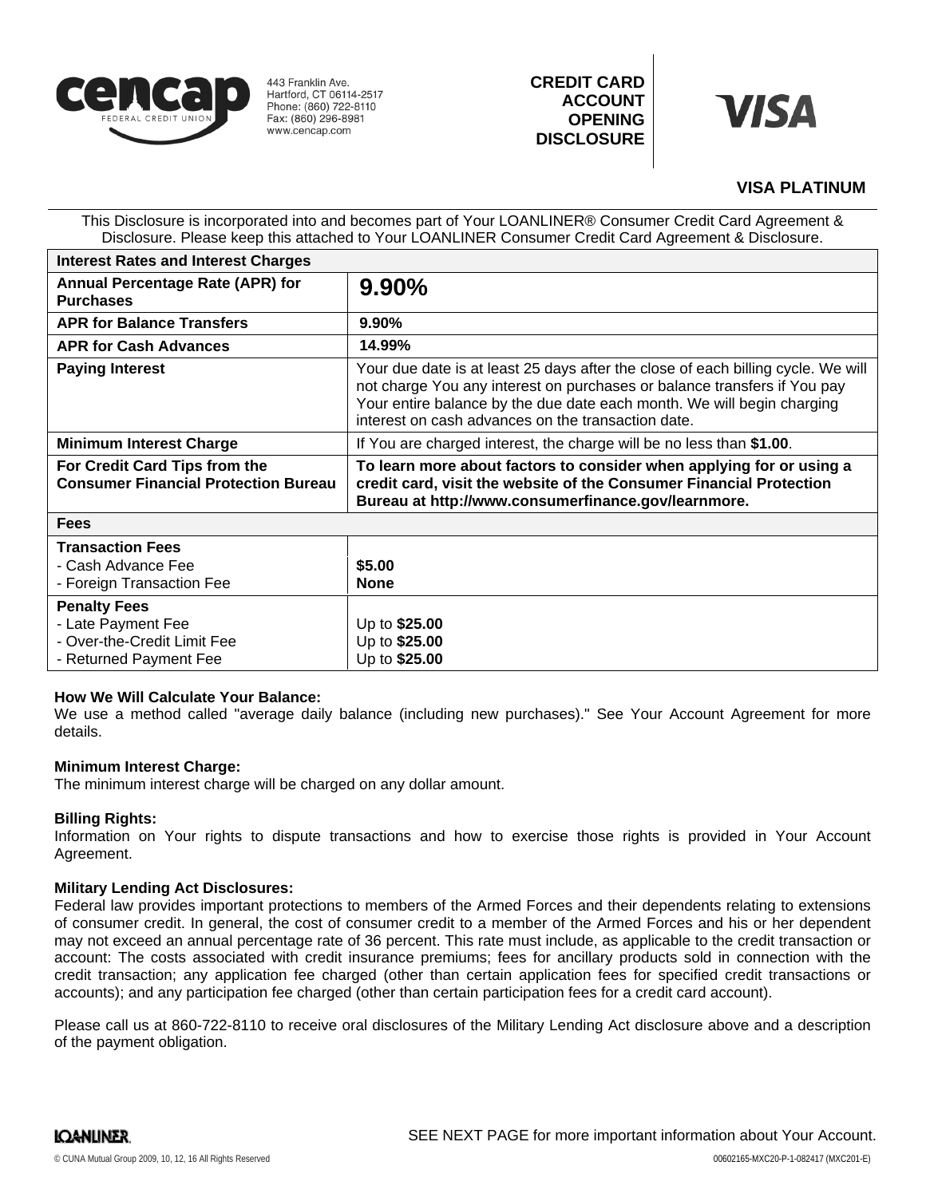cencap FEDERAL CREDIT UNION

443 Franklin Ave.
Hartford, CT 06114-2517
Phone: (860) 722-8110
Fax: (860) 296-8981
www.cencap.com

# CREDIT CARD ACCOUNT OPENING DISCLOSURE

VISA

## VISA PLATINUM

This Disclosure is incorporated into and becomes part of Your LOANLINER® Consumer Credit Card Agreement & Disclosure. Please keep this attached to Your LOANLINER Consumer Credit Card Agreement & Disclosure.

| **Interest Rates and Interest Charges** | |
|---|---|
| **Annual Percentage Rate (APR) for Purchases** | **9.90%** |
| **APR for Balance Transfers** | **9.90%** |
| **APR for Cash Advances** | **14.99%** |
| **Paying Interest** | Your due date is at least 25 days after the close of each billing cycle. We will not charge You any interest on purchases or balance transfers if You pay Your entire balance by the due date each month. We will begin charging interest on cash advances on the transaction date. |
| **Minimum Interest Charge** | If You are charged interest, the charge will be no less than **$1.00**. |
| **For Credit Card Tips from the Consumer Financial Protection Bureau** | **To learn more about factors to consider when applying for or using a credit card, visit the website of the Consumer Financial Protection Bureau at http://www.consumerfinance.gov/learnmore.** |
| **Fees** | |
| **Transaction Fees**<br>- Cash Advance Fee<br>- Foreign Transaction Fee | <br>**$5.00**<br>**None** |
| **Penalty Fees**<br>- Late Payment Fee<br>- Over-the-Credit Limit Fee<br>- Returned Payment Fee | <br>Up to **$25.00**<br>Up to **$25.00**<br>Up to **$25.00** |

**How We Will Calculate Your Balance:**
We use a method called "average daily balance (including new purchases)." See Your Account Agreement for more details.

**Minimum Interest Charge:**
The minimum interest charge will be charged on any dollar amount.

**Billing Rights:**
Information on Your rights to dispute transactions and how to exercise those rights is provided in Your Account Agreement.

**Military Lending Act Disclosures:**
Federal law provides important protections to members of the Armed Forces and their dependents relating to extensions of consumer credit. In general, the cost of consumer credit to a member of the Armed Forces and his or her dependent may not exceed an annual percentage rate of 36 percent. This rate must include, as applicable to the credit transaction or account: The costs associated with credit insurance premiums; fees for ancillary products sold in connection with the credit transaction; any application fee charged (other than certain application fees for specified credit transactions or accounts); and any participation fee charged (other than certain participation fees for a credit card account).

Please call us at 860-722-8110 to receive oral disclosures of the Military Lending Act disclosure above and a description of the payment obligation.

LOANLINER

SEE NEXT PAGE for more important information about Your Account.

© CUNA Mutual Group 2009, 10, 12, 16 All Rights Reserved

00602165-MXC20-P-1-082417 (MXC201-E)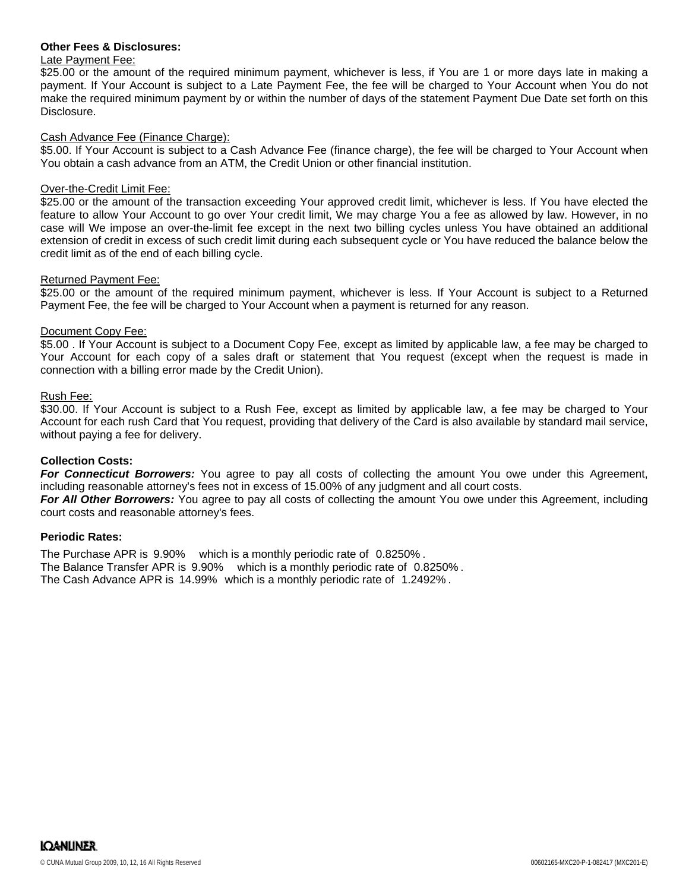**Other Fees & Disclosures:**

Late Payment Fee:
$25.00 or the amount of the required minimum payment, whichever is less, if You are 1 or more days late in making a payment. If Your Account is subject to a Late Payment Fee, the fee will be charged to Your Account when You do not make the required minimum payment by or within the number of days of the statement Payment Due Date set forth on this Disclosure.

Cash Advance Fee (Finance Charge):
$5.00. If Your Account is subject to a Cash Advance Fee (finance charge), the fee will be charged to Your Account when You obtain a cash advance from an ATM, the Credit Union or other financial institution.

Over-the-Credit Limit Fee:
$25.00 or the amount of the transaction exceeding Your approved credit limit, whichever is less. If You have elected the feature to allow Your Account to go over Your credit limit, We may charge You a fee as allowed by law. However, in no case will We impose an over-the-limit fee except in the next two billing cycles unless You have obtained an additional extension of credit in excess of such credit limit during each subsequent cycle or You have reduced the balance below the credit limit as of the end of each billing cycle.

Returned Payment Fee:
$25.00 or the amount of the required minimum payment, whichever is less. If Your Account is subject to a Returned Payment Fee, the fee will be charged to Your Account when a payment is returned for any reason.

Document Copy Fee:
$5.00 . If Your Account is subject to a Document Copy Fee, except as limited by applicable law, a fee may be charged to Your Account for each copy of a sales draft or statement that You request (except when the request is made in connection with a billing error made by the Credit Union).

Rush Fee:
$30.00. If Your Account is subject to a Rush Fee, except as limited by applicable law, a fee may be charged to Your Account for each rush Card that You request, providing that delivery of the Card is also available by standard mail service, without paying a fee for delivery.

**Collection Costs:**

***For Connecticut Borrowers:*** You agree to pay all costs of collecting the amount You owe under this Agreement, including reasonable attorney's fees not in excess of 15.00% of any judgment and all court costs.
***For All Other Borrowers:*** You agree to pay all costs of collecting the amount You owe under this Agreement, including court costs and reasonable attorney's fees.

**Periodic Rates:**

The Purchase APR is 9.90% which is a monthly periodic rate of 0.8250% .
The Balance Transfer APR is 9.90% which is a monthly periodic rate of 0.8250% .
The Cash Advance APR is 14.99% which is a monthly periodic rate of 1.2492% .

LOANLINER.

© CUNA Mutual Group 2009, 10, 12, 16 All Rights Reserved

00602165-MXC20-P-1-082417 (MXC201-E)